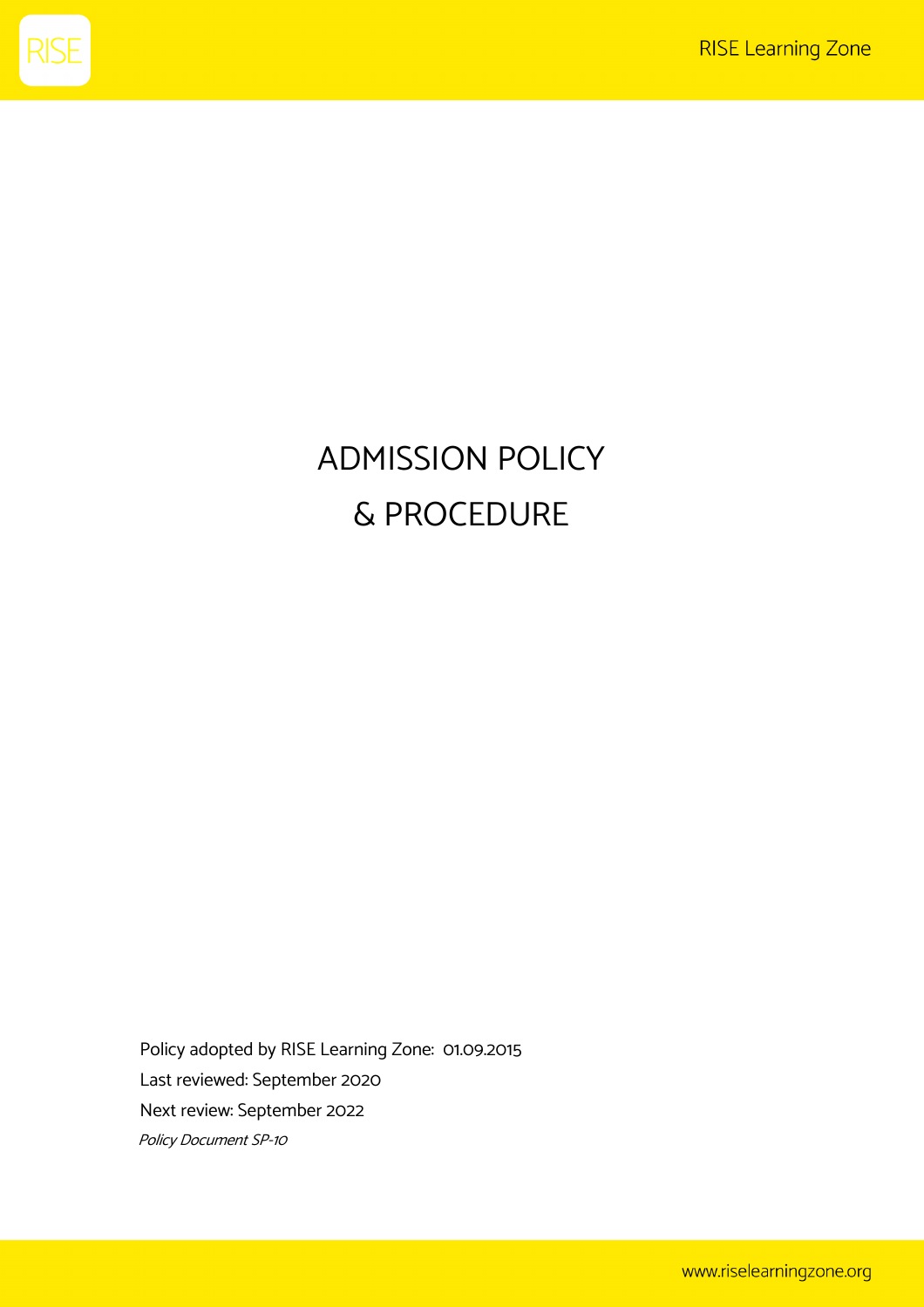# ADMISSION POLICY & PROCEDURE

Policy adopted by RISE Learning Zone: 01.09.2015

Last reviewed: September 2020

Next review: September 2022

*Policy Document SP-10*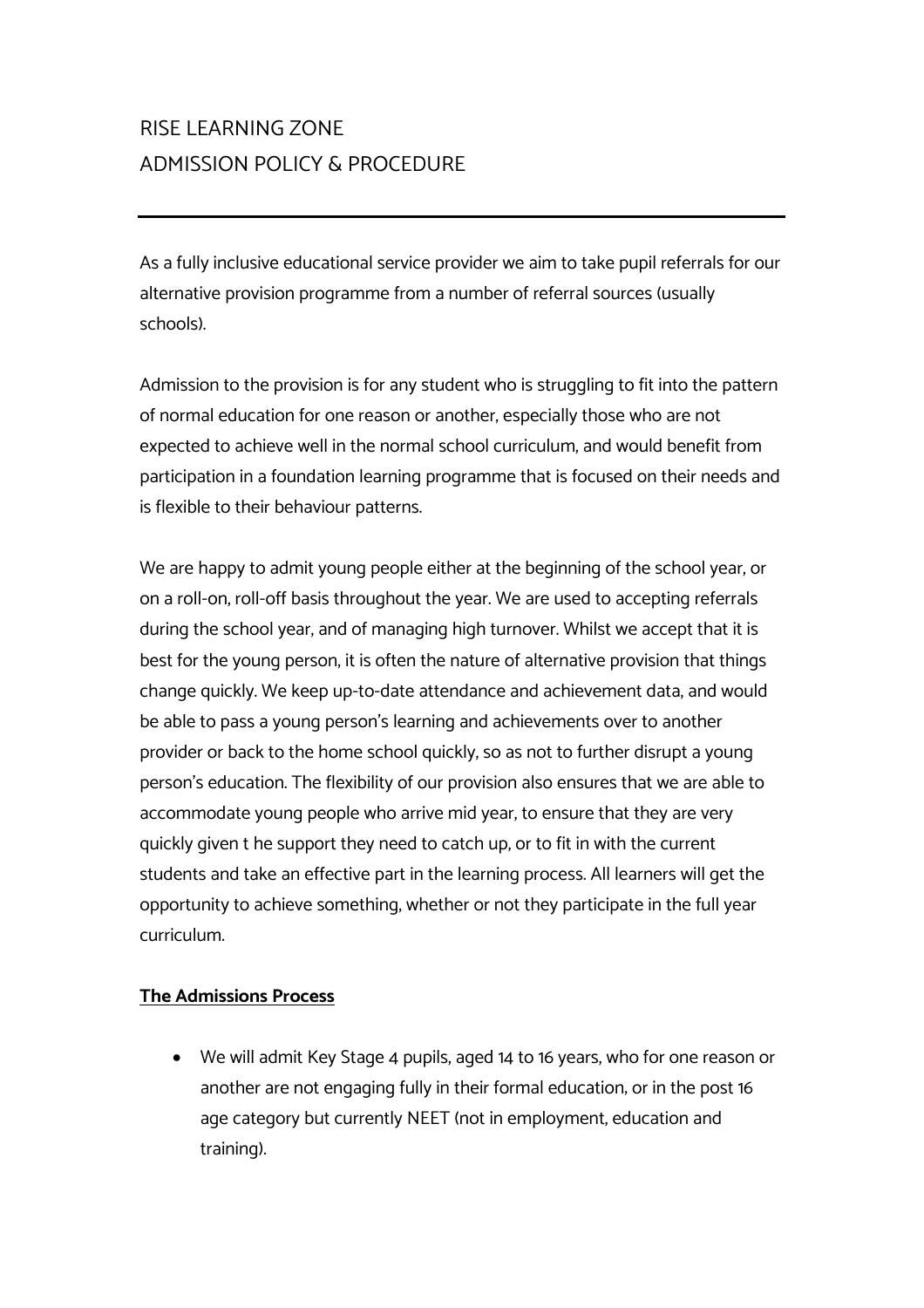# RISE LEARNING ZONE
# ADMISSION POLICY & PROCEDURE

---

As a fully inclusive educational service provider we aim to take pupil referrals for our alternative provision programme from a number of referral sources (usually schools).

Admission to the provision is for any student who is struggling to fit into the pattern of normal education for one reason or another, especially those who are not expected to achieve well in the normal school curriculum, and would benefit from participation in a foundation learning programme that is focused on their needs and is flexible to their behaviour patterns.

We are happy to admit young people either at the beginning of the school year, or on a roll-on, roll-off basis throughout the year. We are used to accepting referrals during the school year, and of managing high turnover. Whilst we accept that it is best for the young person, it is often the nature of alternative provision that things change quickly. We keep up-to-date attendance and achievement data, and would be able to pass a young person's learning and achievements over to another provider or back to the home school quickly, so as not to further disrupt a young person's education. The flexibility of our provision also ensures that we are able to accommodate young people who arrive mid year, to ensure that they are very quickly given t he support they need to catch up, or to fit in with the current students and take an effective part in the learning process. All learners will get the opportunity to achieve something, whether or not they participate in the full year curriculum.

**The Admissions Process**

- We will admit Key Stage 4 pupils, aged 14 to 16 years, who for one reason or another are not engaging fully in their formal education, or in the post 16 age category but currently NEET (not in employment, education and training).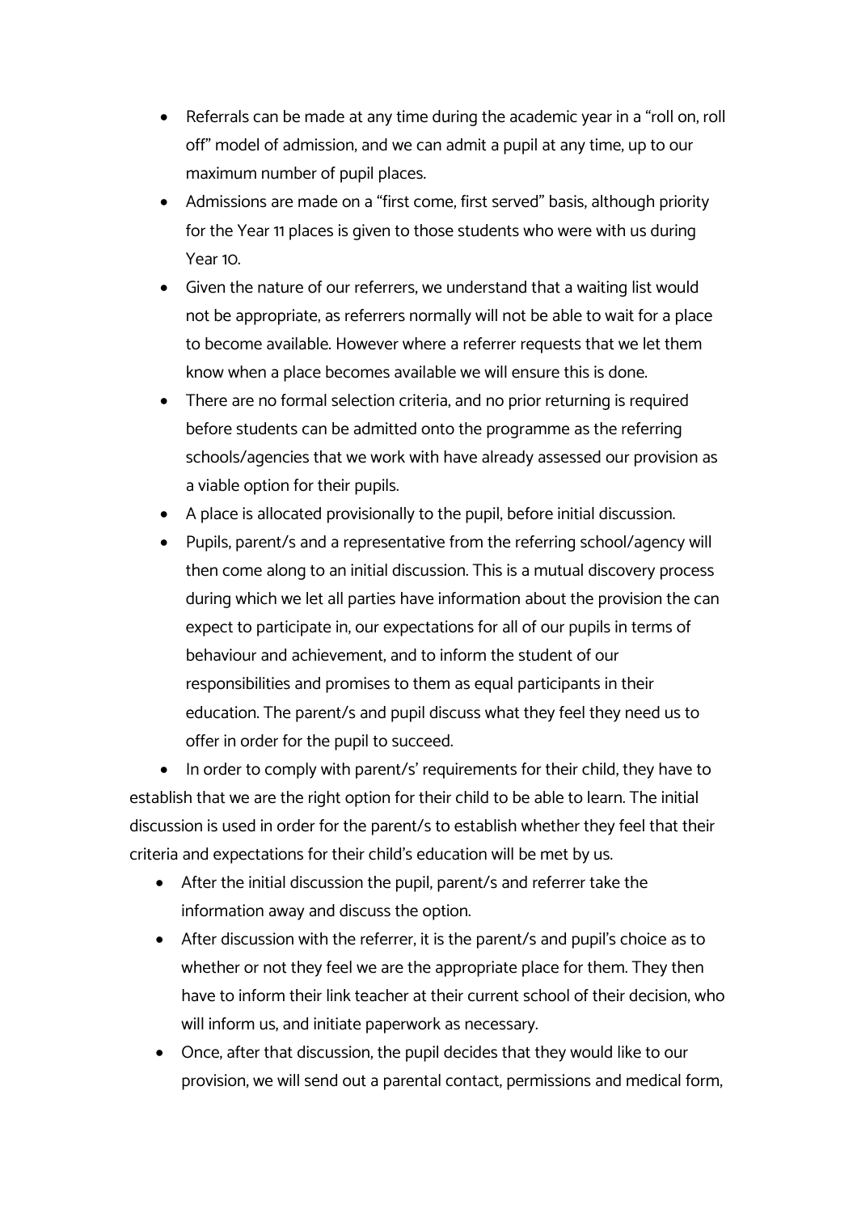- Referrals can be made at any time during the academic year in a "roll on, roll off" model of admission, and we can admit a pupil at any time, up to our maximum number of pupil places.
- Admissions are made on a "first come, first served" basis, although priority for the Year 11 places is given to those students who were with us during Year 10.
- Given the nature of our referrers, we understand that a waiting list would not be appropriate, as referrers normally will not be able to wait for a place to become available. However where a referrer requests that we let them know when a place becomes available we will ensure this is done.
- There are no formal selection criteria, and no prior returning is required before students can be admitted onto the programme as the referring schools/agencies that we work with have already assessed our provision as a viable option for their pupils.
- A place is allocated provisionally to the pupil, before initial discussion.
- Pupils, parent/s and a representative from the referring school/agency will then come along to an initial discussion. This is a mutual discovery process during which we let all parties have information about the provision the can expect to participate in, our expectations for all of our pupils in terms of behaviour and achievement, and to inform the student of our responsibilities and promises to them as equal participants in their education. The parent/s and pupil discuss what they feel they need us to offer in order for the pupil to succeed.
- In order to comply with parent/s' requirements for their child, they have to establish that we are the right option for their child to be able to learn. The initial discussion is used in order for the parent/s to establish whether they feel that their criteria and expectations for their child's education will be met by us.
- After the initial discussion the pupil, parent/s and referrer take the information away and discuss the option.
- After discussion with the referrer, it is the parent/s and pupil's choice as to whether or not they feel we are the appropriate place for them. They then have to inform their link teacher at their current school of their decision, who will inform us, and initiate paperwork as necessary.
- Once, after that discussion, the pupil decides that they would like to our provision, we will send out a parental contact, permissions and medical form,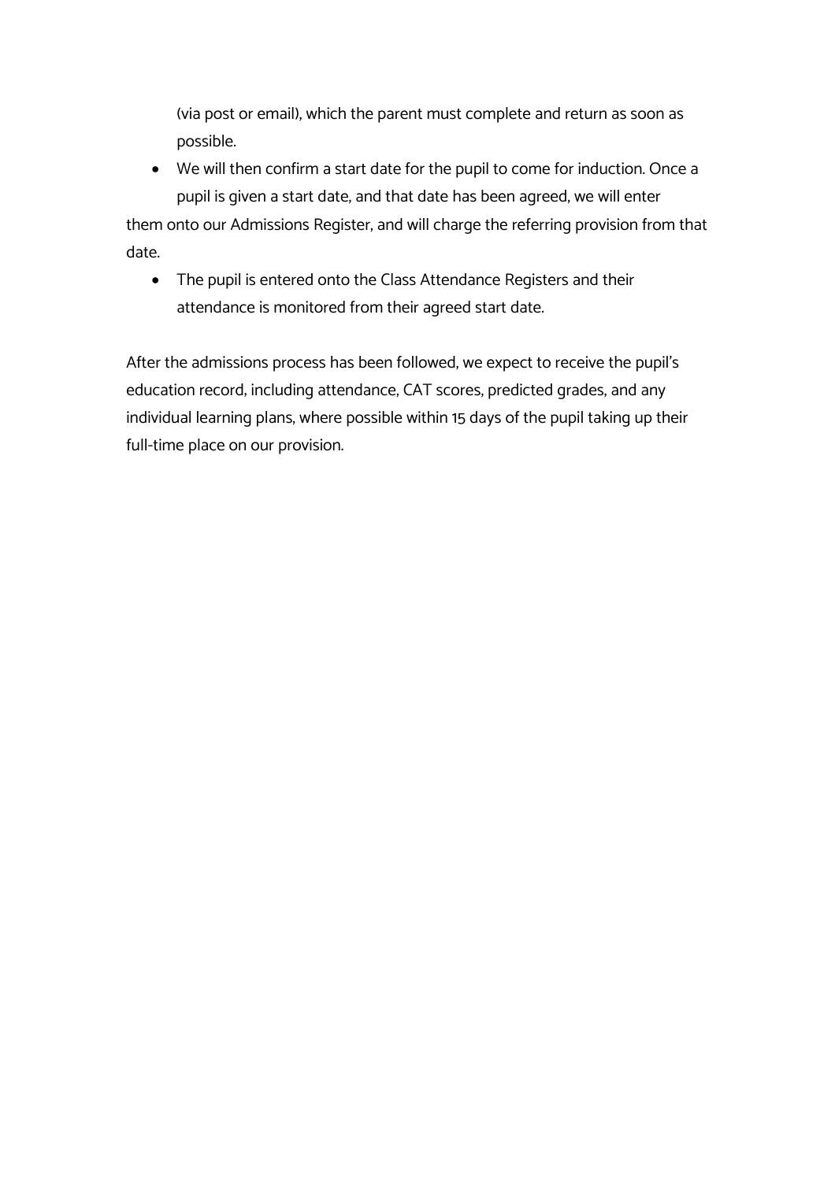(via post or email), which the parent must complete and return as soon as possible.

- We will then confirm a start date for the pupil to come for induction. Once a pupil is given a start date, and that date has been agreed, we will enter them onto our Admissions Register, and will charge the referring provision from that date.
- The pupil is entered onto the Class Attendance Registers and their attendance is monitored from their agreed start date.

After the admissions process has been followed, we expect to receive the pupil's education record, including attendance, CAT scores, predicted grades, and any individual learning plans, where possible within 15 days of the pupil taking up their full-time place on our provision.